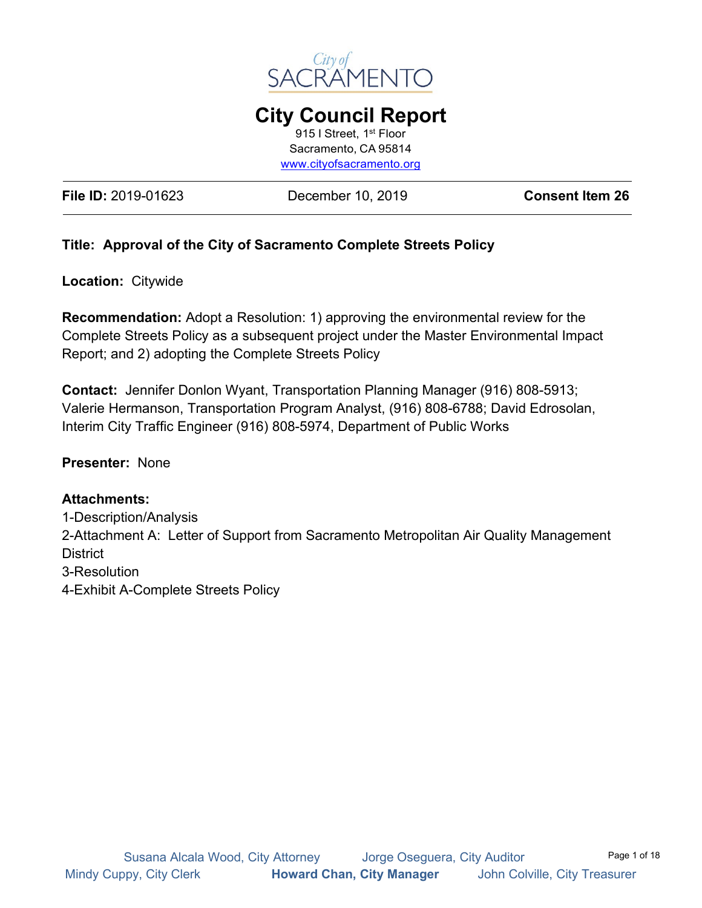City of SACRAMENTO

# City Council Report

915 I Street, 1st Floor
Sacramento, CA 95814
www.cityofsacramento.org

**File ID:** 2019-01623 December 10, 2019 **Consent Item 26**

**Title: Approval of the City of Sacramento Complete Streets Policy**

**Location:** Citywide

**Recommendation:** Adopt a Resolution: 1) approving the environmental review for the Complete Streets Policy as a subsequent project under the Master Environmental Impact Report; and 2) adopting the Complete Streets Policy

**Contact:** Jennifer Donlon Wyant, Transportation Planning Manager (916) 808-5913; Valerie Hermanson, Transportation Program Analyst, (916) 808-6788; David Edrosolan, Interim City Traffic Engineer (916) 808-5974, Department of Public Works

**Presenter:** None

**Attachments:**
1-Description/Analysis
2-Attachment A: Letter of Support from Sacramento Metropolitan Air Quality Management District
3-Resolution
4-Exhibit A-Complete Streets Policy

Susana Alcala Wood, City Attorney Jorge Oseguera, City Auditor
Mindy Cuppy, City Clerk **Howard Chan, City Manager** John Colville, City Treasurer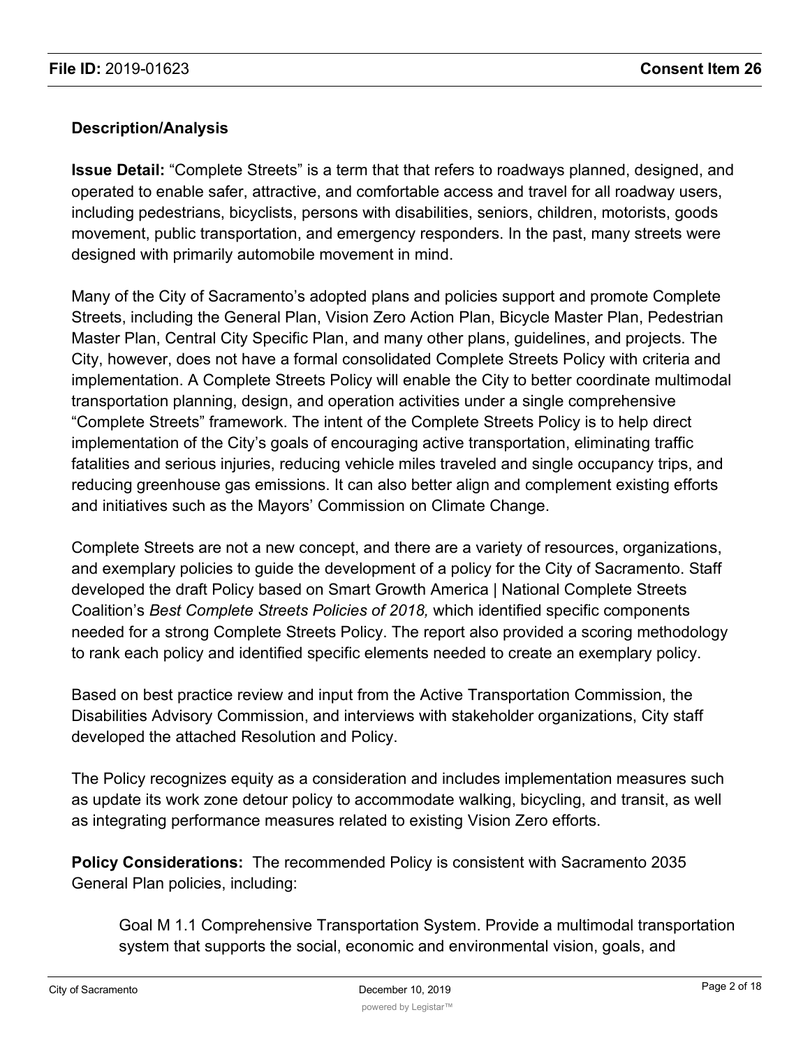### Description/Analysis

**Issue Detail:** "Complete Streets" is a term that that refers to roadways planned, designed, and operated to enable safer, attractive, and comfortable access and travel for all roadway users, including pedestrians, bicyclists, persons with disabilities, seniors, children, motorists, goods movement, public transportation, and emergency responders. In the past, many streets were designed with primarily automobile movement in mind.

Many of the City of Sacramento's adopted plans and policies support and promote Complete Streets, including the General Plan, Vision Zero Action Plan, Bicycle Master Plan, Pedestrian Master Plan, Central City Specific Plan, and many other plans, guidelines, and projects. The City, however, does not have a formal consolidated Complete Streets Policy with criteria and implementation. A Complete Streets Policy will enable the City to better coordinate multimodal transportation planning, design, and operation activities under a single comprehensive "Complete Streets" framework. The intent of the Complete Streets Policy is to help direct implementation of the City's goals of encouraging active transportation, eliminating traffic fatalities and serious injuries, reducing vehicle miles traveled and single occupancy trips, and reducing greenhouse gas emissions. It can also better align and complement existing efforts and initiatives such as the Mayors' Commission on Climate Change.

Complete Streets are not a new concept, and there are a variety of resources, organizations, and exemplary policies to guide the development of a policy for the City of Sacramento. Staff developed the draft Policy based on Smart Growth America | National Complete Streets Coalition's *Best Complete Streets Policies of 2018,* which identified specific components needed for a strong Complete Streets Policy. The report also provided a scoring methodology to rank each policy and identified specific elements needed to create an exemplary policy.

Based on best practice review and input from the Active Transportation Commission, the Disabilities Advisory Commission, and interviews with stakeholder organizations, City staff developed the attached Resolution and Policy.

The Policy recognizes equity as a consideration and includes implementation measures such as update its work zone detour policy to accommodate walking, bicycling, and transit, as well as integrating performance measures related to existing Vision Zero efforts.

**Policy Considerations:** The recommended Policy is consistent with Sacramento 2035 General Plan policies, including:

> Goal M 1.1 Comprehensive Transportation System. Provide a multimodal transportation system that supports the social, economic and environmental vision, goals, and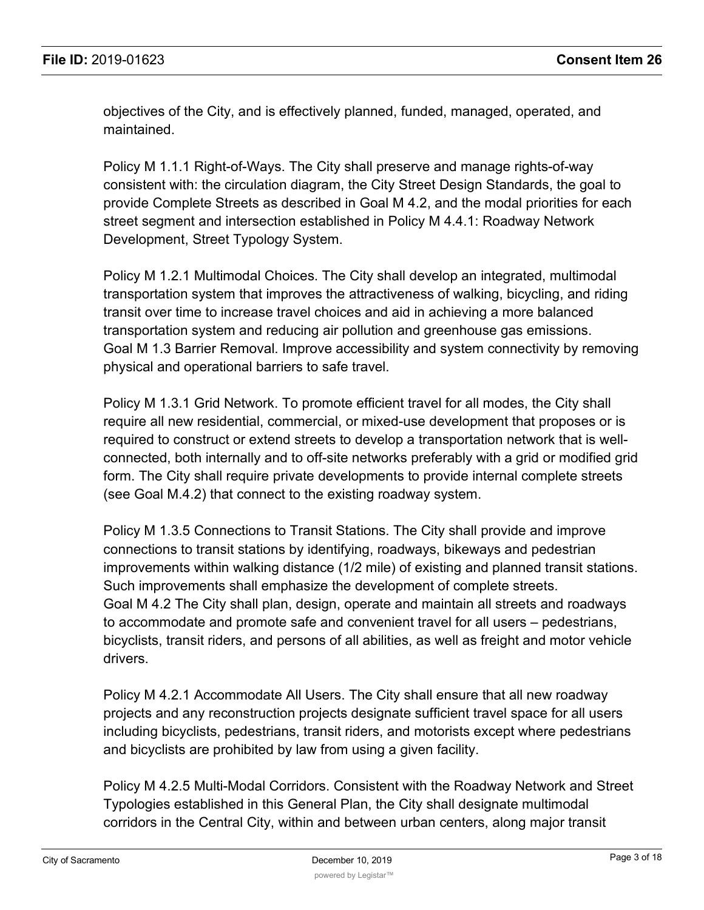objectives of the City, and is effectively planned, funded, managed, operated, and maintained.

Policy M 1.1.1 Right-of-Ways. The City shall preserve and manage rights-of-way consistent with: the circulation diagram, the City Street Design Standards, the goal to provide Complete Streets as described in Goal M 4.2, and the modal priorities for each street segment and intersection established in Policy M 4.4.1: Roadway Network Development, Street Typology System.

Policy M 1.2.1 Multimodal Choices. The City shall develop an integrated, multimodal transportation system that improves the attractiveness of walking, bicycling, and riding transit over time to increase travel choices and aid in achieving a more balanced transportation system and reducing air pollution and greenhouse gas emissions.
Goal M 1.3 Barrier Removal. Improve accessibility and system connectivity by removing physical and operational barriers to safe travel.

Policy M 1.3.1 Grid Network. To promote efficient travel for all modes, the City shall require all new residential, commercial, or mixed-use development that proposes or is required to construct or extend streets to develop a transportation network that is well-connected, both internally and to off-site networks preferably with a grid or modified grid form. The City shall require private developments to provide internal complete streets (see Goal M.4.2) that connect to the existing roadway system.

Policy M 1.3.5 Connections to Transit Stations. The City shall provide and improve connections to transit stations by identifying, roadways, bikeways and pedestrian improvements within walking distance (1/2 mile) of existing and planned transit stations. Such improvements shall emphasize the development of complete streets.
Goal M 4.2 The City shall plan, design, operate and maintain all streets and roadways to accommodate and promote safe and convenient travel for all users – pedestrians, bicyclists, transit riders, and persons of all abilities, as well as freight and motor vehicle drivers.

Policy M 4.2.1 Accommodate All Users. The City shall ensure that all new roadway projects and any reconstruction projects designate sufficient travel space for all users including bicyclists, pedestrians, transit riders, and motorists except where pedestrians and bicyclists are prohibited by law from using a given facility.

Policy M 4.2.5 Multi-Modal Corridors. Consistent with the Roadway Network and Street Typologies established in this General Plan, the City shall designate multimodal corridors in the Central City, within and between urban centers, along major transit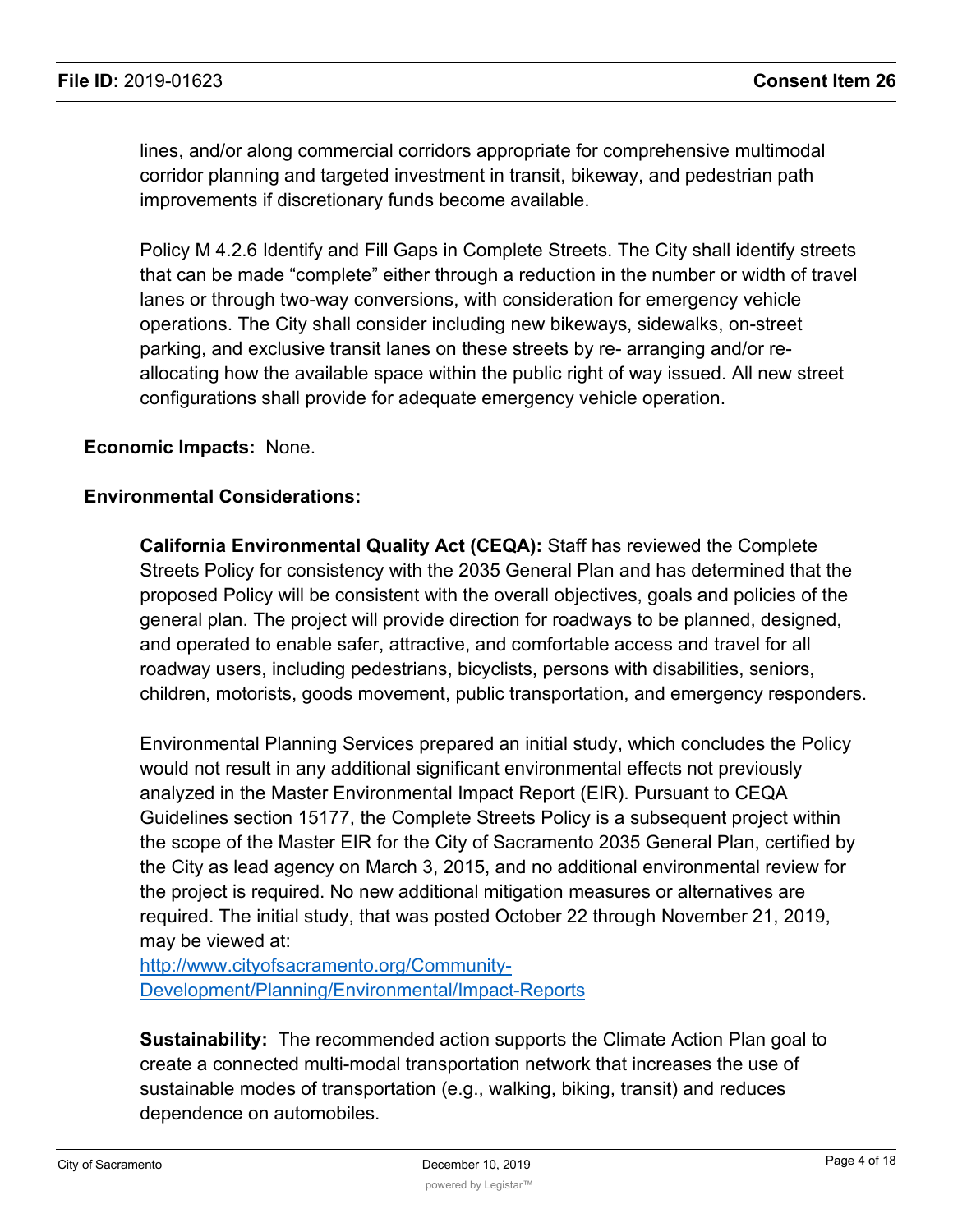lines, and/or along commercial corridors appropriate for comprehensive multimodal corridor planning and targeted investment in transit, bikeway, and pedestrian path improvements if discretionary funds become available.

Policy M 4.2.6 Identify and Fill Gaps in Complete Streets. The City shall identify streets that can be made "complete" either through a reduction in the number or width of travel lanes or through two-way conversions, with consideration for emergency vehicle operations. The City shall consider including new bikeways, sidewalks, on-street parking, and exclusive transit lanes on these streets by re- arranging and/or re-allocating how the available space within the public right of way issued. All new street configurations shall provide for adequate emergency vehicle operation.

**Economic Impacts:** None.

**Environmental Considerations:**

**California Environmental Quality Act (CEQA):** Staff has reviewed the Complete Streets Policy for consistency with the 2035 General Plan and has determined that the proposed Policy will be consistent with the overall objectives, goals and policies of the general plan. The project will provide direction for roadways to be planned, designed, and operated to enable safer, attractive, and comfortable access and travel for all roadway users, including pedestrians, bicyclists, persons with disabilities, seniors, children, motorists, goods movement, public transportation, and emergency responders.

Environmental Planning Services prepared an initial study, which concludes the Policy would not result in any additional significant environmental effects not previously analyzed in the Master Environmental Impact Report (EIR). Pursuant to CEQA Guidelines section 15177, the Complete Streets Policy is a subsequent project within the scope of the Master EIR for the City of Sacramento 2035 General Plan, certified by the City as lead agency on March 3, 2015, and no additional environmental review for the project is required. No new additional mitigation measures or alternatives are required. The initial study, that was posted October 22 through November 21, 2019, may be viewed at:
[http://www.cityofsacramento.org/Community-Development/Planning/Environmental/Impact-Reports](http://www.cityofsacramento.org/Community-Development/Planning/Environmental/Impact-Reports)

**Sustainability:** The recommended action supports the Climate Action Plan goal to create a connected multi-modal transportation network that increases the use of sustainable modes of transportation (e.g., walking, biking, transit) and reduces dependence on automobiles.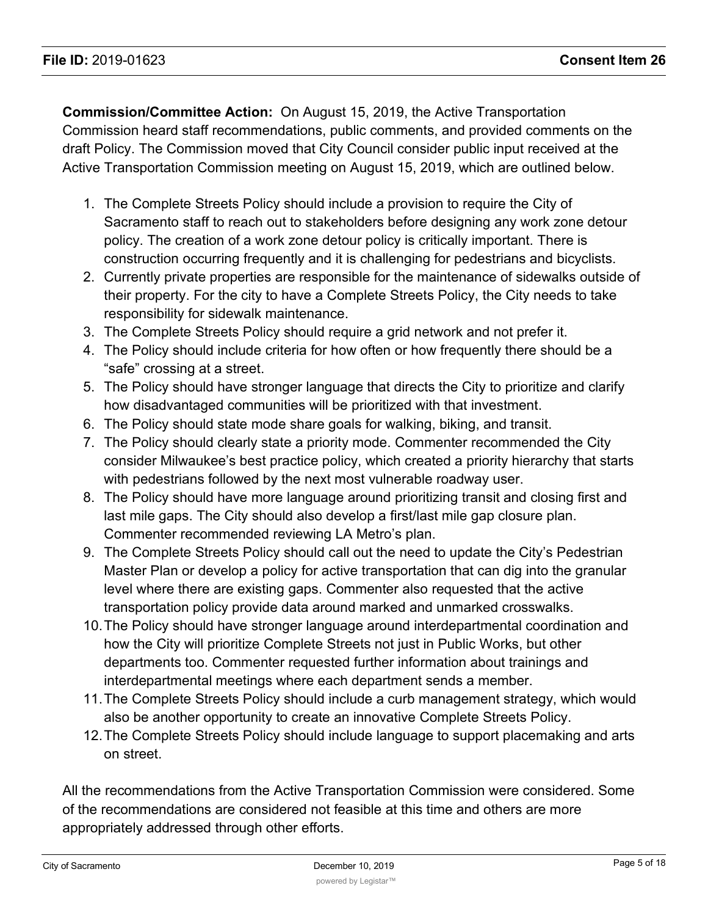**Commission/Committee Action:** On August 15, 2019, the Active Transportation Commission heard staff recommendations, public comments, and provided comments on the draft Policy. The Commission moved that City Council consider public input received at the Active Transportation Commission meeting on August 15, 2019, which are outlined below.

1. The Complete Streets Policy should include a provision to require the City of Sacramento staff to reach out to stakeholders before designing any work zone detour policy. The creation of a work zone detour policy is critically important. There is construction occurring frequently and it is challenging for pedestrians and bicyclists.
2. Currently private properties are responsible for the maintenance of sidewalks outside of their property. For the city to have a Complete Streets Policy, the City needs to take responsibility for sidewalk maintenance.
3. The Complete Streets Policy should require a grid network and not prefer it.
4. The Policy should include criteria for how often or how frequently there should be a "safe" crossing at a street.
5. The Policy should have stronger language that directs the City to prioritize and clarify how disadvantaged communities will be prioritized with that investment.
6. The Policy should state mode share goals for walking, biking, and transit.
7. The Policy should clearly state a priority mode. Commenter recommended the City consider Milwaukee's best practice policy, which created a priority hierarchy that starts with pedestrians followed by the next most vulnerable roadway user.
8. The Policy should have more language around prioritizing transit and closing first and last mile gaps. The City should also develop a first/last mile gap closure plan. Commenter recommended reviewing LA Metro's plan.
9. The Complete Streets Policy should call out the need to update the City's Pedestrian Master Plan or develop a policy for active transportation that can dig into the granular level where there are existing gaps. Commenter also requested that the active transportation policy provide data around marked and unmarked crosswalks.
10. The Policy should have stronger language around interdepartmental coordination and how the City will prioritize Complete Streets not just in Public Works, but other departments too. Commenter requested further information about trainings and interdepartmental meetings where each department sends a member.
11. The Complete Streets Policy should include a curb management strategy, which would also be another opportunity to create an innovative Complete Streets Policy.
12. The Complete Streets Policy should include language to support placemaking and arts on street.

All the recommendations from the Active Transportation Commission were considered. Some of the recommendations are considered not feasible at this time and others are more appropriately addressed through other efforts.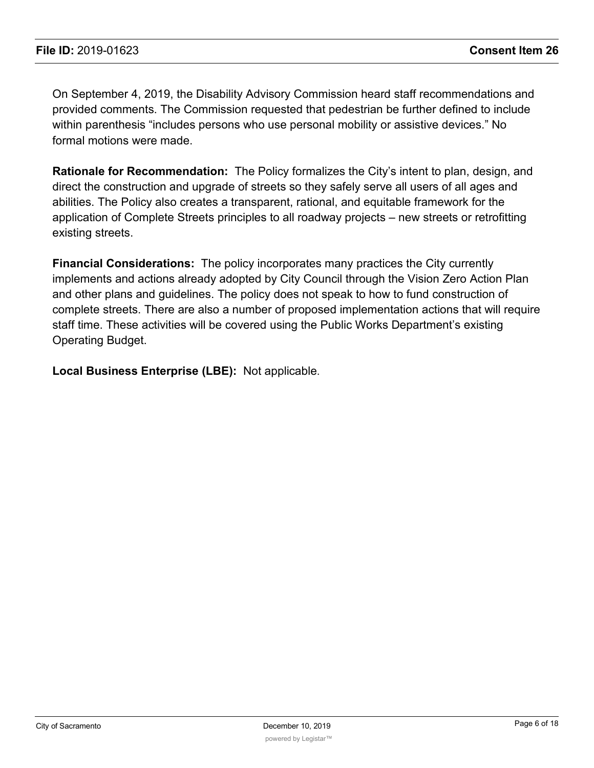On September 4, 2019, the Disability Advisory Commission heard staff recommendations and provided comments. The Commission requested that pedestrian be further defined to include within parenthesis "includes persons who use personal mobility or assistive devices." No formal motions were made.

**Rationale for Recommendation:** The Policy formalizes the City's intent to plan, design, and direct the construction and upgrade of streets so they safely serve all users of all ages and abilities. The Policy also creates a transparent, rational, and equitable framework for the application of Complete Streets principles to all roadway projects – new streets or retrofitting existing streets.

**Financial Considerations:** The policy incorporates many practices the City currently implements and actions already adopted by City Council through the Vision Zero Action Plan and other plans and guidelines. The policy does not speak to how to fund construction of complete streets. There are also a number of proposed implementation actions that will require staff time. These activities will be covered using the Public Works Department's existing Operating Budget.

**Local Business Enterprise (LBE):** Not applicable.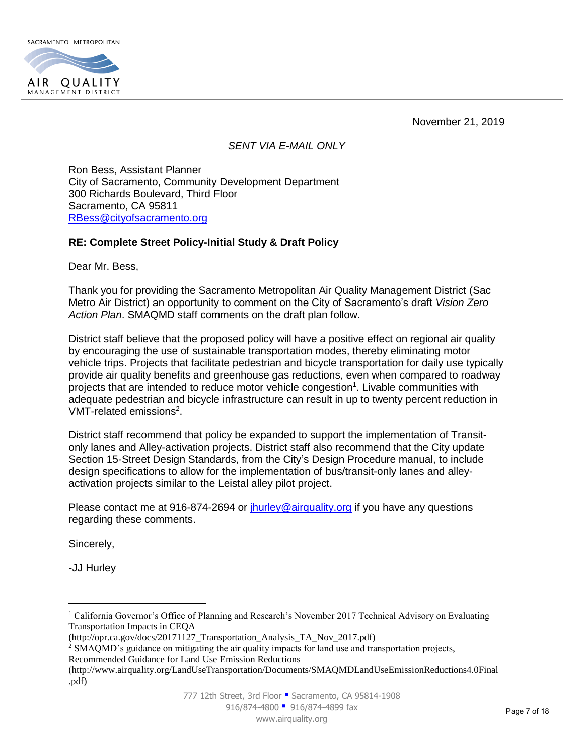SACRAMENTO METROPOLITAN
AIR QUALITY
MANAGEMENT DISTRICT

November 21, 2019

*SENT VIA E-MAIL ONLY*

Ron Bess, Assistant Planner
City of Sacramento, Community Development Department
300 Richards Boulevard, Third Floor
Sacramento, CA 95811
RBess@cityofsacramento.org

**RE: Complete Street Policy-Initial Study & Draft Policy**

Dear Mr. Bess,

Thank you for providing the Sacramento Metropolitan Air Quality Management District (Sac Metro Air District) an opportunity to comment on the City of Sacramento's draft *Vision Zero Action Plan*. SMAQMD staff comments on the draft plan follow.

District staff believe that the proposed policy will have a positive effect on regional air quality by encouraging the use of sustainable transportation modes, thereby eliminating motor vehicle trips. Projects that facilitate pedestrian and bicycle transportation for daily use typically provide air quality benefits and greenhouse gas reductions, even when compared to roadway projects that are intended to reduce motor vehicle congestion[1]. Livable communities with adequate pedestrian and bicycle infrastructure can result in up to twenty percent reduction in VMT-related emissions[2].

District staff recommend that policy be expanded to support the implementation of Transit-only lanes and Alley-activation projects. District staff also recommend that the City update Section 15-Street Design Standards, from the City's Design Procedure manual, to include design specifications to allow for the implementation of bus/transit-only lanes and alley-activation projects similar to the Leistal alley pilot project.

Please contact me at 916-874-2694 or jhurley@airquality.org if you have any questions regarding these comments.

Sincerely,

-JJ Hurley

---

[1] California Governor's Office of Planning and Research's November 2017 Technical Advisory on Evaluating Transportation Impacts in CEQA (http://opr.ca.gov/docs/20171127_Transportation_Analysis_TA_Nov_2017.pdf)

[2] SMAQMD's guidance on mitigating the air quality impacts for land use and transportation projects, Recommended Guidance for Land Use Emission Reductions (http://www.airquality.org/LandUseTransportation/Documents/SMAQMDLandUseEmissionReductions4.0Final.pdf)

777 12th Street, 3rd Floor ▪ Sacramento, CA 95814-1908
916/874-4800 ▪ 916/874-4899 fax
www.airquality.org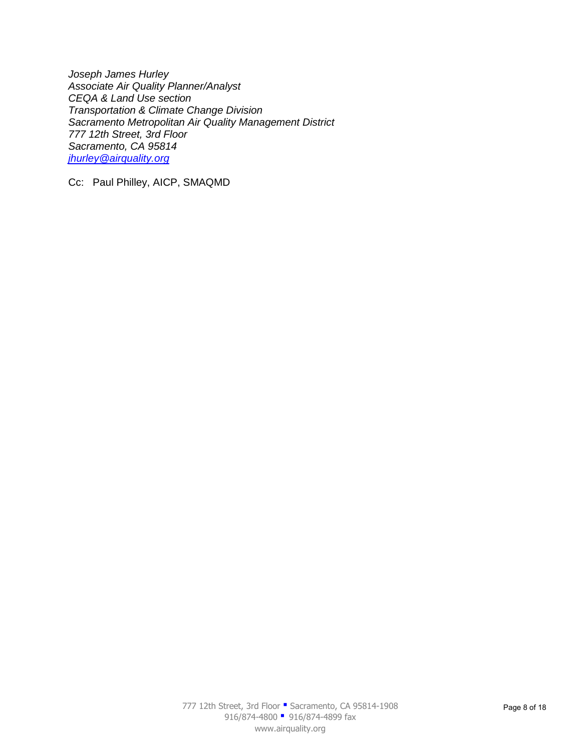*Joseph James Hurley*  
*Associate Air Quality Planner/Analyst*  
*CEQA & Land Use section*  
*Transportation & Climate Change Division*  
*Sacramento Metropolitan Air Quality Management District*  
*777 12th Street, 3rd Floor*  
*Sacramento, CA 95814*  
*[jhurley@airquality.org](mailto:jhurley@airquality.org)*

Cc: Paul Philley, AICP, SMAQMD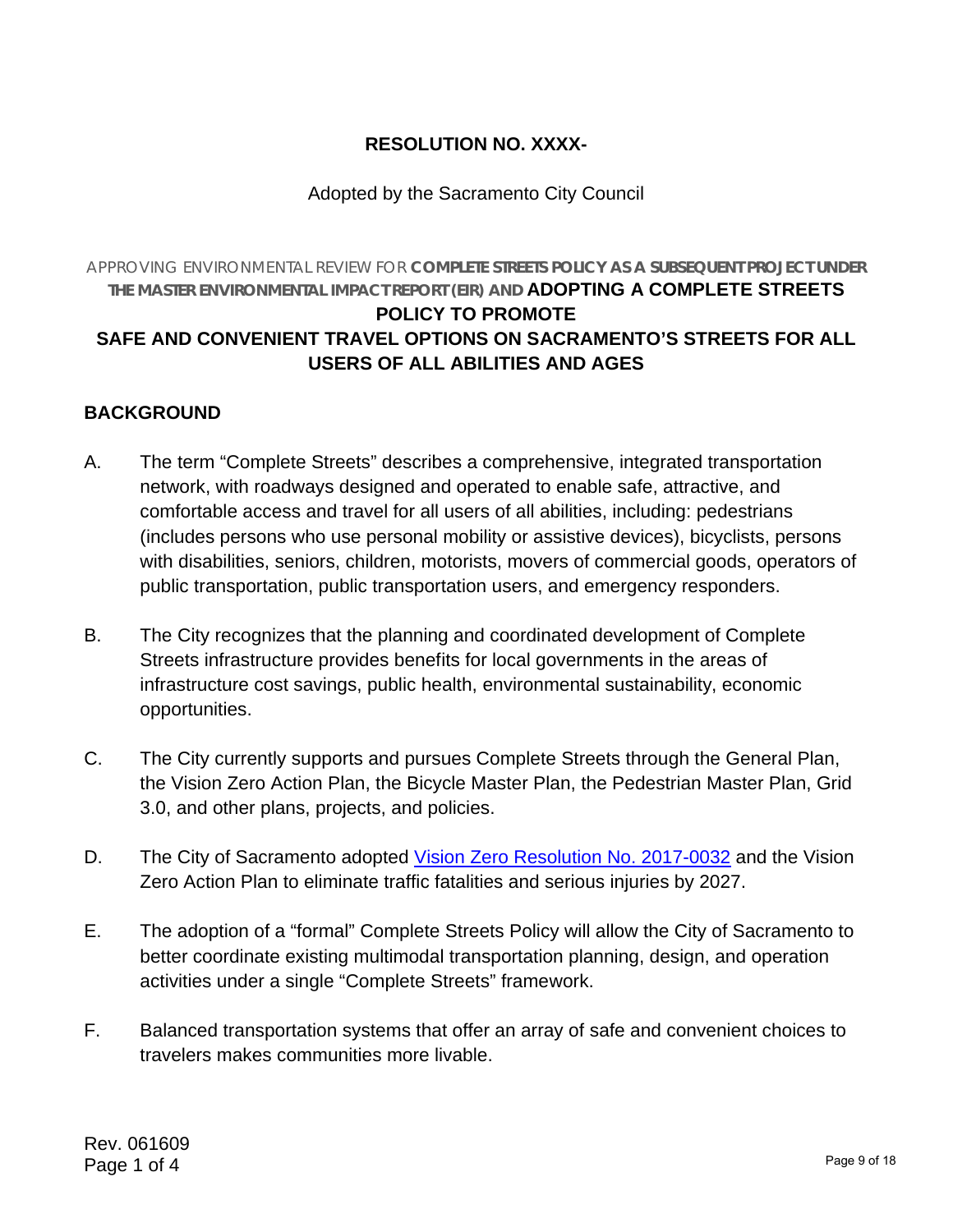**RESOLUTION NO. XXXX-**

Adopted by the Sacramento City Council

APPROVING ENVIRONMENTAL REVIEW FOR **COMPLETE STREETS POLICY AS A SUBSEQUENT PROJECT UNDER THE MASTER ENVIRONMENTAL IMPACT REPORT (EIR) AND ADOPTING A COMPLETE STREETS POLICY TO PROMOTE SAFE AND CONVENIENT TRAVEL OPTIONS ON SACRAMENTO'S STREETS FOR ALL USERS OF ALL ABILITIES AND AGES**

## BACKGROUND

A. The term "Complete Streets" describes a comprehensive, integrated transportation network, with roadways designed and operated to enable safe, attractive, and comfortable access and travel for all users of all abilities, including: pedestrians (includes persons who use personal mobility or assistive devices), bicyclists, persons with disabilities, seniors, children, motorists, movers of commercial goods, operators of public transportation, public transportation users, and emergency responders.

B. The City recognizes that the planning and coordinated development of Complete Streets infrastructure provides benefits for local governments in the areas of infrastructure cost savings, public health, environmental sustainability, economic opportunities.

C. The City currently supports and pursues Complete Streets through the General Plan, the Vision Zero Action Plan, the Bicycle Master Plan, the Pedestrian Master Plan, Grid 3.0, and other plans, projects, and policies.

D. The City of Sacramento adopted Vision Zero Resolution No. 2017-0032 and the Vision Zero Action Plan to eliminate traffic fatalities and serious injuries by 2027.

E. The adoption of a "formal" Complete Streets Policy will allow the City of Sacramento to better coordinate existing multimodal transportation planning, design, and operation activities under a single "Complete Streets" framework.

F. Balanced transportation systems that offer an array of safe and convenient choices to travelers makes communities more livable.

Rev. 061609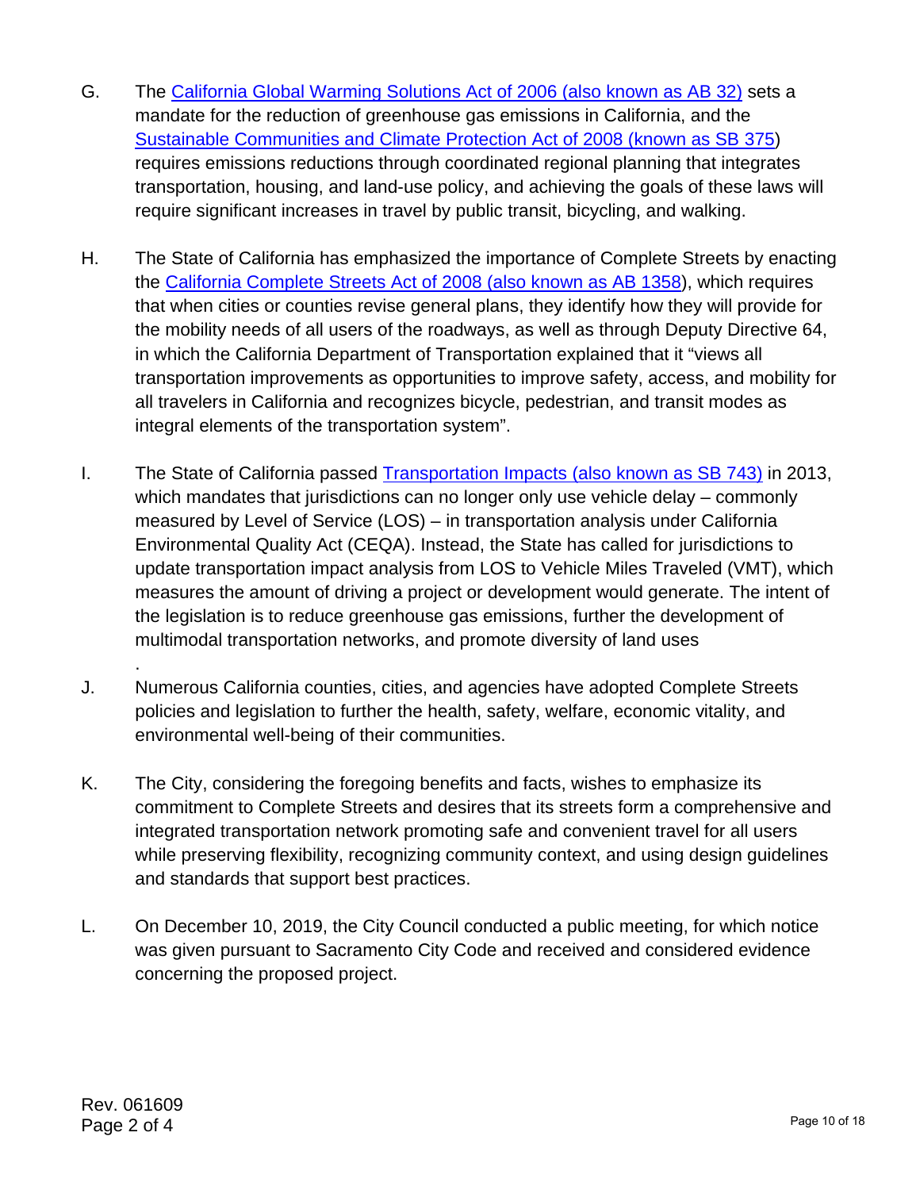G. The [California Global Warming Solutions Act of 2006 (also known as AB 32)] sets a mandate for the reduction of greenhouse gas emissions in California, and the [Sustainable Communities and Climate Protection Act of 2008 (known as SB 375]) requires emissions reductions through coordinated regional planning that integrates transportation, housing, and land-use policy, and achieving the goals of these laws will require significant increases in travel by public transit, bicycling, and walking.

H. The State of California has emphasized the importance of Complete Streets by enacting the [California Complete Streets Act of 2008 (also known as AB 1358]), which requires that when cities or counties revise general plans, they identify how they will provide for the mobility needs of all users of the roadways, as well as through Deputy Directive 64, in which the California Department of Transportation explained that it "views all transportation improvements as opportunities to improve safety, access, and mobility for all travelers in California and recognizes bicycle, pedestrian, and transit modes as integral elements of the transportation system".

I. The State of California passed [Transportation Impacts (also known as SB 743)] in 2013, which mandates that jurisdictions can no longer only use vehicle delay – commonly measured by Level of Service (LOS) – in transportation analysis under California Environmental Quality Act (CEQA). Instead, the State has called for jurisdictions to update transportation impact analysis from LOS to Vehicle Miles Traveled (VMT), which measures the amount of driving a project or development would generate. The intent of the legislation is to reduce greenhouse gas emissions, further the development of multimodal transportation networks, and promote diversity of land uses

.

J. Numerous California counties, cities, and agencies have adopted Complete Streets policies and legislation to further the health, safety, welfare, economic vitality, and environmental well-being of their communities.

K. The City, considering the foregoing benefits and facts, wishes to emphasize its commitment to Complete Streets and desires that its streets form a comprehensive and integrated transportation network promoting safe and convenient travel for all users while preserving flexibility, recognizing community context, and using design guidelines and standards that support best practices.

L. On December 10, 2019, the City Council conducted a public meeting, for which notice was given pursuant to Sacramento City Code and received and considered evidence concerning the proposed project.

Rev. 061609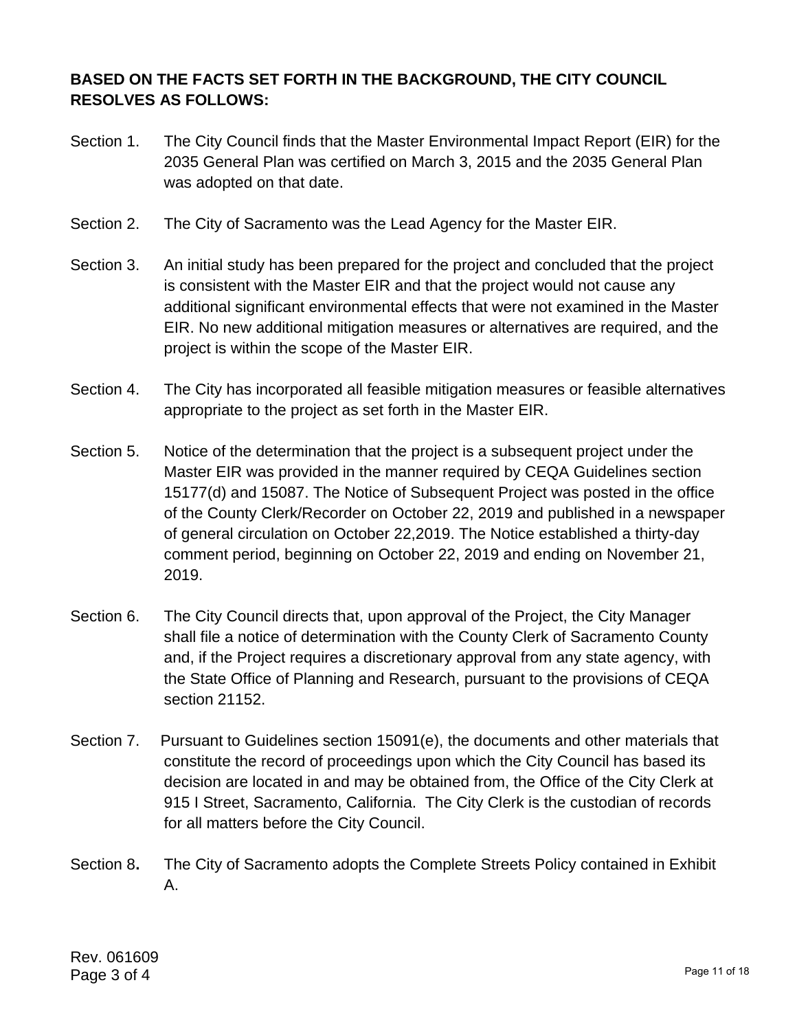**BASED ON THE FACTS SET FORTH IN THE BACKGROUND, THE CITY COUNCIL RESOLVES AS FOLLOWS:**

Section 1. The City Council finds that the Master Environmental Impact Report (EIR) for the 2035 General Plan was certified on March 3, 2015 and the 2035 General Plan was adopted on that date.

Section 2. The City of Sacramento was the Lead Agency for the Master EIR.

Section 3. An initial study has been prepared for the project and concluded that the project is consistent with the Master EIR and that the project would not cause any additional significant environmental effects that were not examined in the Master EIR. No new additional mitigation measures or alternatives are required, and the project is within the scope of the Master EIR.

Section 4. The City has incorporated all feasible mitigation measures or feasible alternatives appropriate to the project as set forth in the Master EIR.

Section 5. Notice of the determination that the project is a subsequent project under the Master EIR was provided in the manner required by CEQA Guidelines section 15177(d) and 15087. The Notice of Subsequent Project was posted in the office of the County Clerk/Recorder on October 22, 2019 and published in a newspaper of general circulation on October 22,2019. The Notice established a thirty-day comment period, beginning on October 22, 2019 and ending on November 21, 2019.

Section 6. The City Council directs that, upon approval of the Project, the City Manager shall file a notice of determination with the County Clerk of Sacramento County and, if the Project requires a discretionary approval from any state agency, with the State Office of Planning and Research, pursuant to the provisions of CEQA section 21152.

Section 7. Pursuant to Guidelines section 15091(e), the documents and other materials that constitute the record of proceedings upon which the City Council has based its decision are located in and may be obtained from, the Office of the City Clerk at 915 I Street, Sacramento, California. The City Clerk is the custodian of records for all matters before the City Council.

Section 8**.** The City of Sacramento adopts the Complete Streets Policy contained in Exhibit A.

Rev. 061609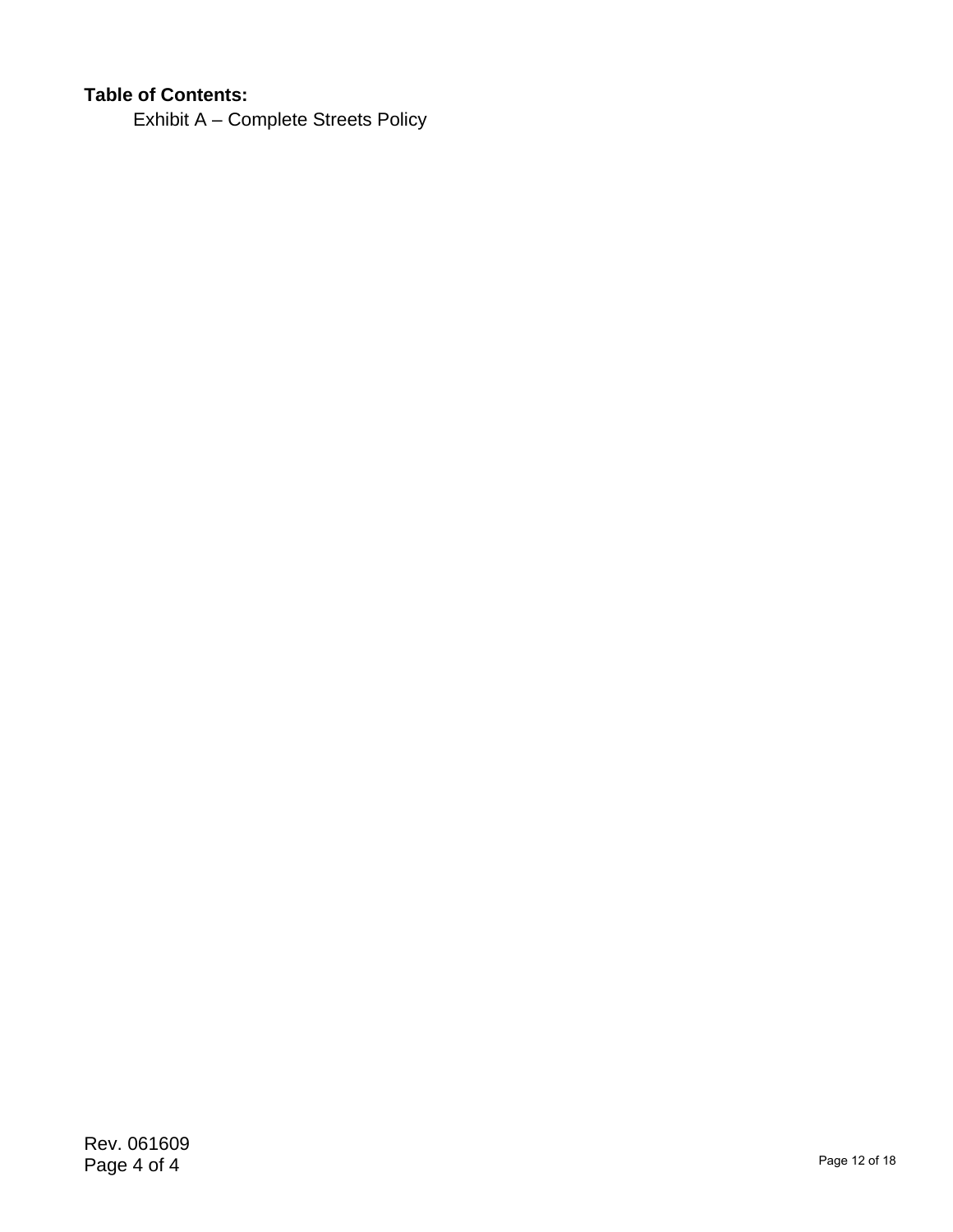**Table of Contents:**

Exhibit A – Complete Streets Policy

Rev. 061609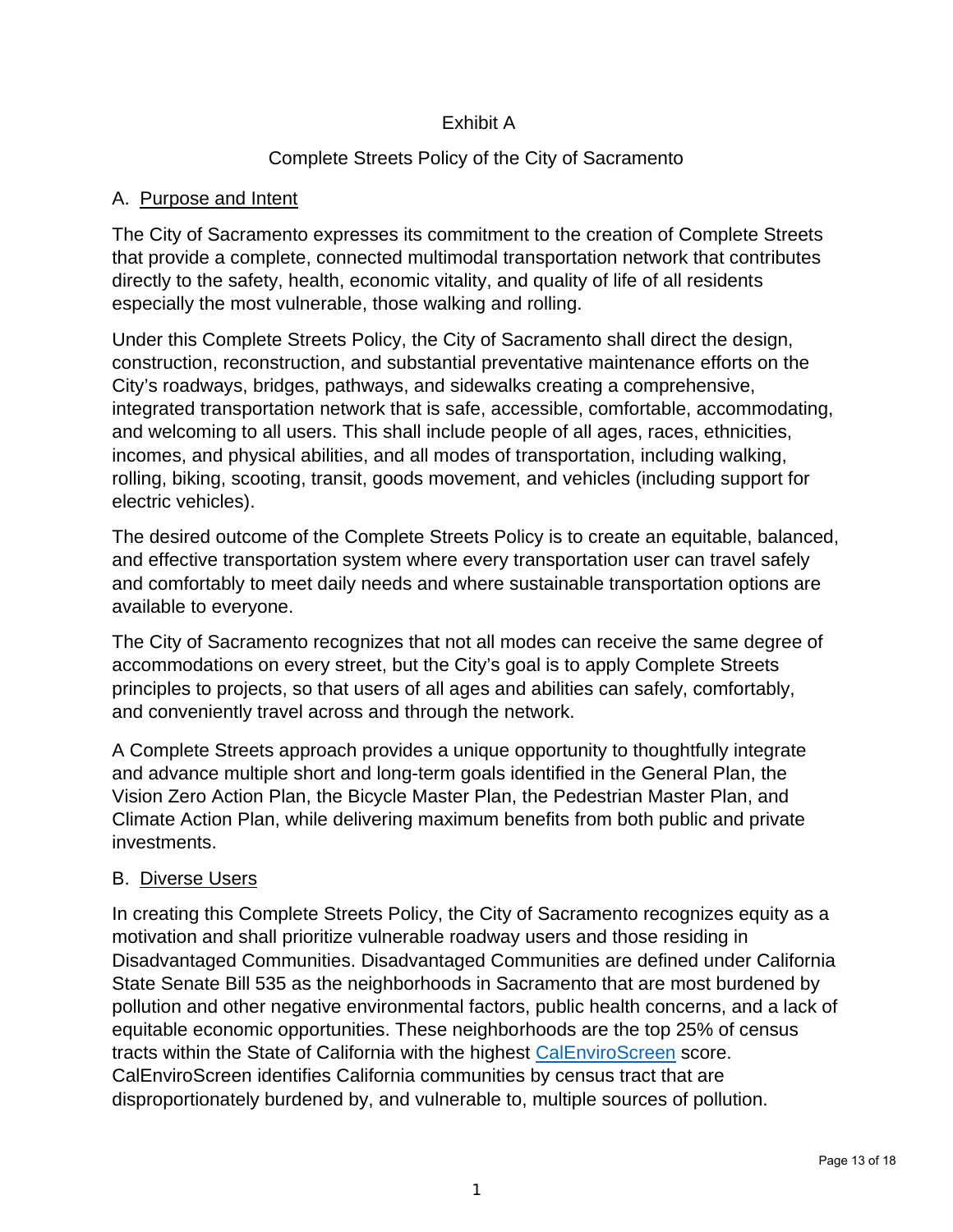# Exhibit A

## Complete Streets Policy of the City of Sacramento

### A. Purpose and Intent

The City of Sacramento expresses its commitment to the creation of Complete Streets that provide a complete, connected multimodal transportation network that contributes directly to the safety, health, economic vitality, and quality of life of all residents especially the most vulnerable, those walking and rolling.

Under this Complete Streets Policy, the City of Sacramento shall direct the design, construction, reconstruction, and substantial preventative maintenance efforts on the City's roadways, bridges, pathways, and sidewalks creating a comprehensive, integrated transportation network that is safe, accessible, comfortable, accommodating, and welcoming to all users. This shall include people of all ages, races, ethnicities, incomes, and physical abilities, and all modes of transportation, including walking, rolling, biking, scooting, transit, goods movement, and vehicles (including support for electric vehicles).

The desired outcome of the Complete Streets Policy is to create an equitable, balanced, and effective transportation system where every transportation user can travel safely and comfortably to meet daily needs and where sustainable transportation options are available to everyone.

The City of Sacramento recognizes that not all modes can receive the same degree of accommodations on every street, but the City's goal is to apply Complete Streets principles to projects, so that users of all ages and abilities can safely, comfortably, and conveniently travel across and through the network.

A Complete Streets approach provides a unique opportunity to thoughtfully integrate and advance multiple short and long-term goals identified in the General Plan, the Vision Zero Action Plan, the Bicycle Master Plan, the Pedestrian Master Plan, and Climate Action Plan, while delivering maximum benefits from both public and private investments.

### B. Diverse Users

In creating this Complete Streets Policy, the City of Sacramento recognizes equity as a motivation and shall prioritize vulnerable roadway users and those residing in Disadvantaged Communities. Disadvantaged Communities are defined under California State Senate Bill 535 as the neighborhoods in Sacramento that are most burdened by pollution and other negative environmental factors, public health concerns, and a lack of equitable economic opportunities. These neighborhoods are the top 25% of census tracts within the State of California with the highest CalEnviroScreen score. CalEnviroScreen identifies California communities by census tract that are disproportionately burdened by, and vulnerable to, multiple sources of pollution.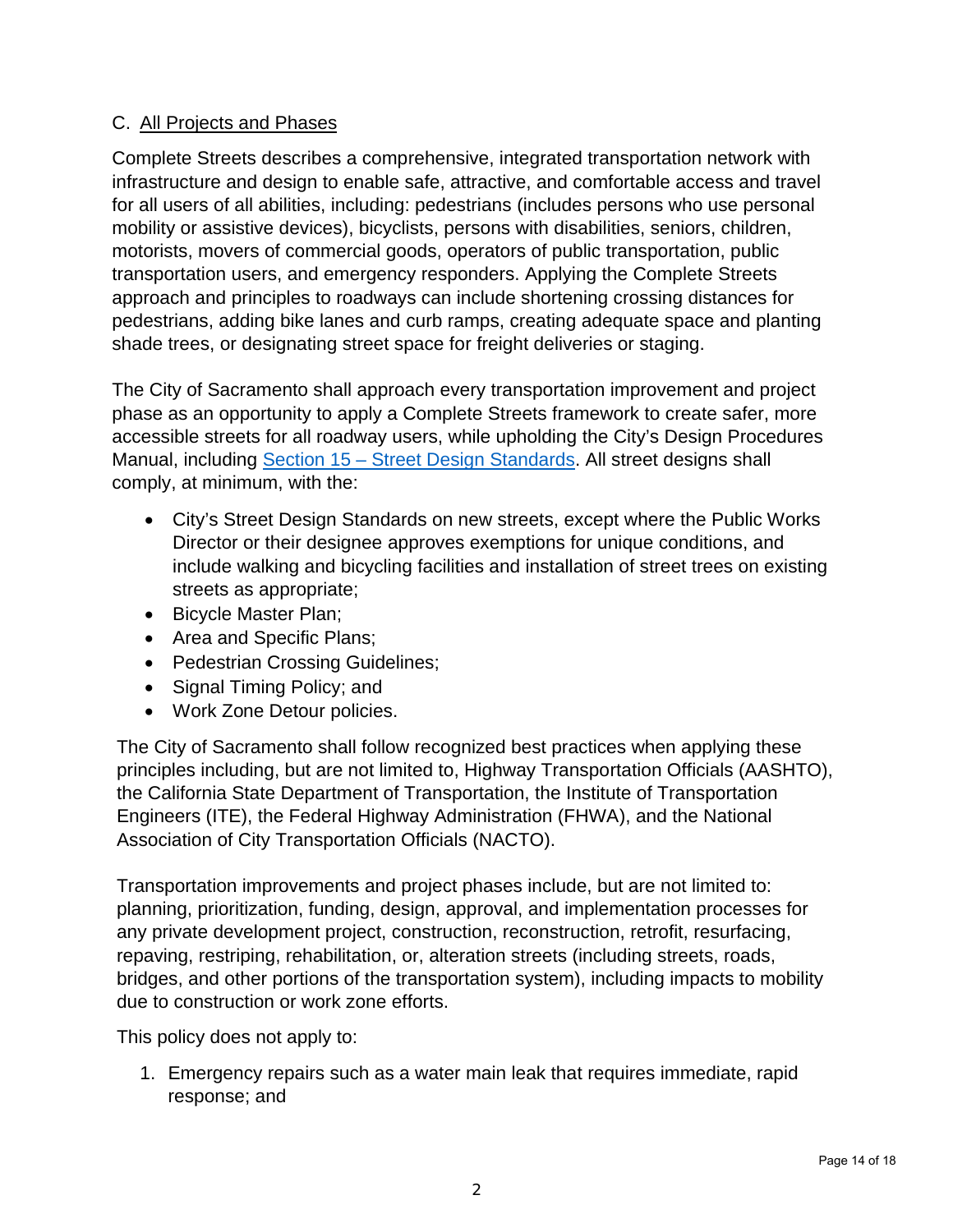C. All Projects and Phases

Complete Streets describes a comprehensive, integrated transportation network with infrastructure and design to enable safe, attractive, and comfortable access and travel for all users of all abilities, including: pedestrians (includes persons who use personal mobility or assistive devices), bicyclists, persons with disabilities, seniors, children, motorists, movers of commercial goods, operators of public transportation, public transportation users, and emergency responders. Applying the Complete Streets approach and principles to roadways can include shortening crossing distances for pedestrians, adding bike lanes and curb ramps, creating adequate space and planting shade trees, or designating street space for freight deliveries or staging.

The City of Sacramento shall approach every transportation improvement and project phase as an opportunity to apply a Complete Streets framework to create safer, more accessible streets for all roadway users, while upholding the City's Design Procedures Manual, including [Section 15 – Street Design Standards](). All street designs shall comply, at minimum, with the:

- City's Street Design Standards on new streets, except where the Public Works Director or their designee approves exemptions for unique conditions, and include walking and bicycling facilities and installation of street trees on existing streets as appropriate;
- Bicycle Master Plan;
- Area and Specific Plans;
- Pedestrian Crossing Guidelines;
- Signal Timing Policy; and
- Work Zone Detour policies.

The City of Sacramento shall follow recognized best practices when applying these principles including, but are not limited to, Highway Transportation Officials (AASHTO), the California State Department of Transportation, the Institute of Transportation Engineers (ITE), the Federal Highway Administration (FHWA), and the National Association of City Transportation Officials (NACTO).

Transportation improvements and project phases include, but are not limited to: planning, prioritization, funding, design, approval, and implementation processes for any private development project, construction, reconstruction, retrofit, resurfacing, repaving, restriping, rehabilitation, or, alteration streets (including streets, roads, bridges, and other portions of the transportation system), including impacts to mobility due to construction or work zone efforts.

This policy does not apply to:

1. Emergency repairs such as a water main leak that requires immediate, rapid response; and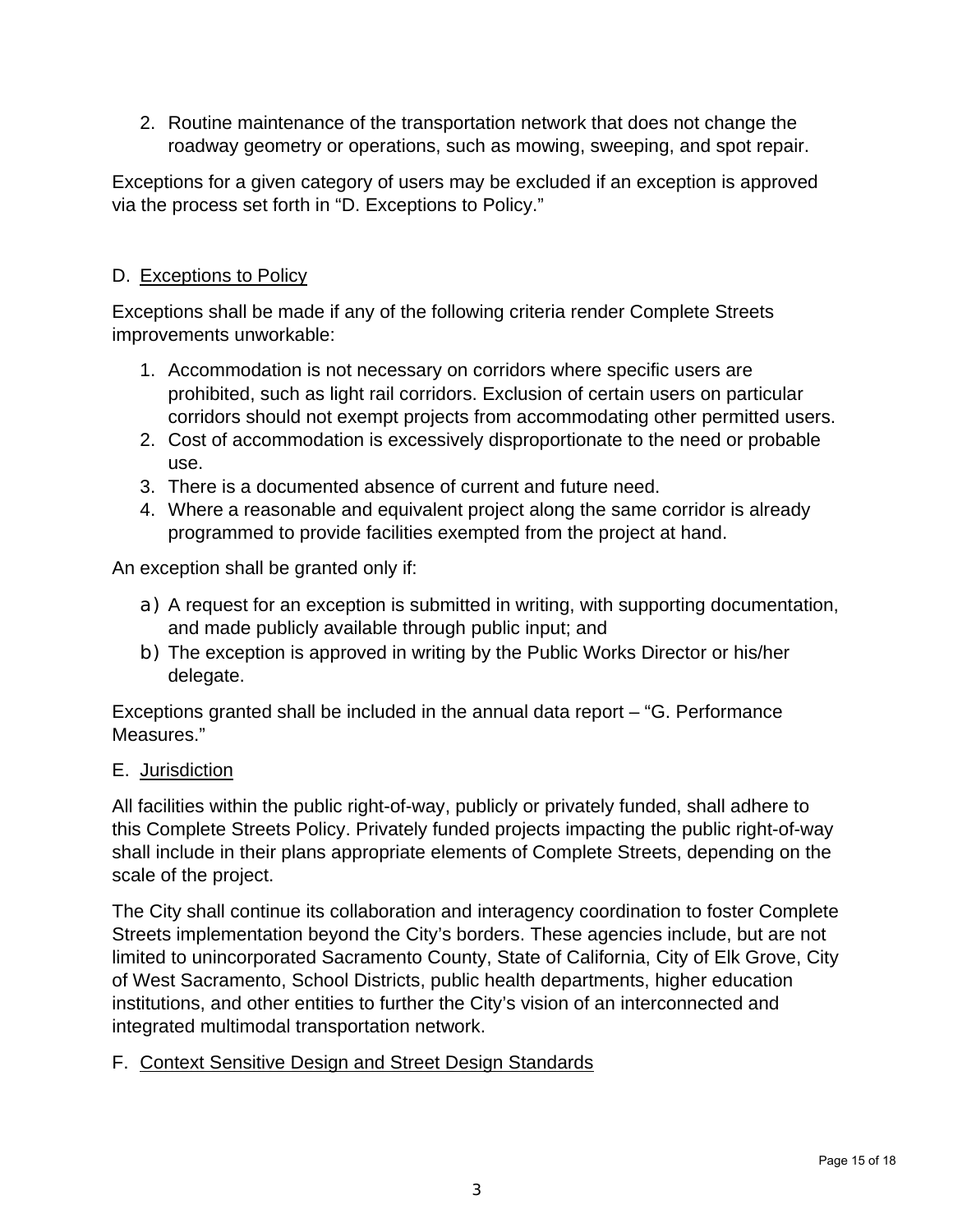2. Routine maintenance of the transportation network that does not change the roadway geometry or operations, such as mowing, sweeping, and spot repair.

Exceptions for a given category of users may be excluded if an exception is approved via the process set forth in "D. Exceptions to Policy."

D. Exceptions to Policy

Exceptions shall be made if any of the following criteria render Complete Streets improvements unworkable:

1. Accommodation is not necessary on corridors where specific users are prohibited, such as light rail corridors. Exclusion of certain users on particular corridors should not exempt projects from accommodating other permitted users.
2. Cost of accommodation is excessively disproportionate to the need or probable use.
3. There is a documented absence of current and future need.
4. Where a reasonable and equivalent project along the same corridor is already programmed to provide facilities exempted from the project at hand.

An exception shall be granted only if:

a) A request for an exception is submitted in writing, with supporting documentation, and made publicly available through public input; and
b) The exception is approved in writing by the Public Works Director or his/her delegate.

Exceptions granted shall be included in the annual data report – "G. Performance Measures."

E. Jurisdiction

All facilities within the public right-of-way, publicly or privately funded, shall adhere to this Complete Streets Policy. Privately funded projects impacting the public right-of-way shall include in their plans appropriate elements of Complete Streets, depending on the scale of the project.

The City shall continue its collaboration and interagency coordination to foster Complete Streets implementation beyond the City's borders. These agencies include, but are not limited to unincorporated Sacramento County, State of California, City of Elk Grove, City of West Sacramento, School Districts, public health departments, higher education institutions, and other entities to further the City's vision of an interconnected and integrated multimodal transportation network.

F. Context Sensitive Design and Street Design Standards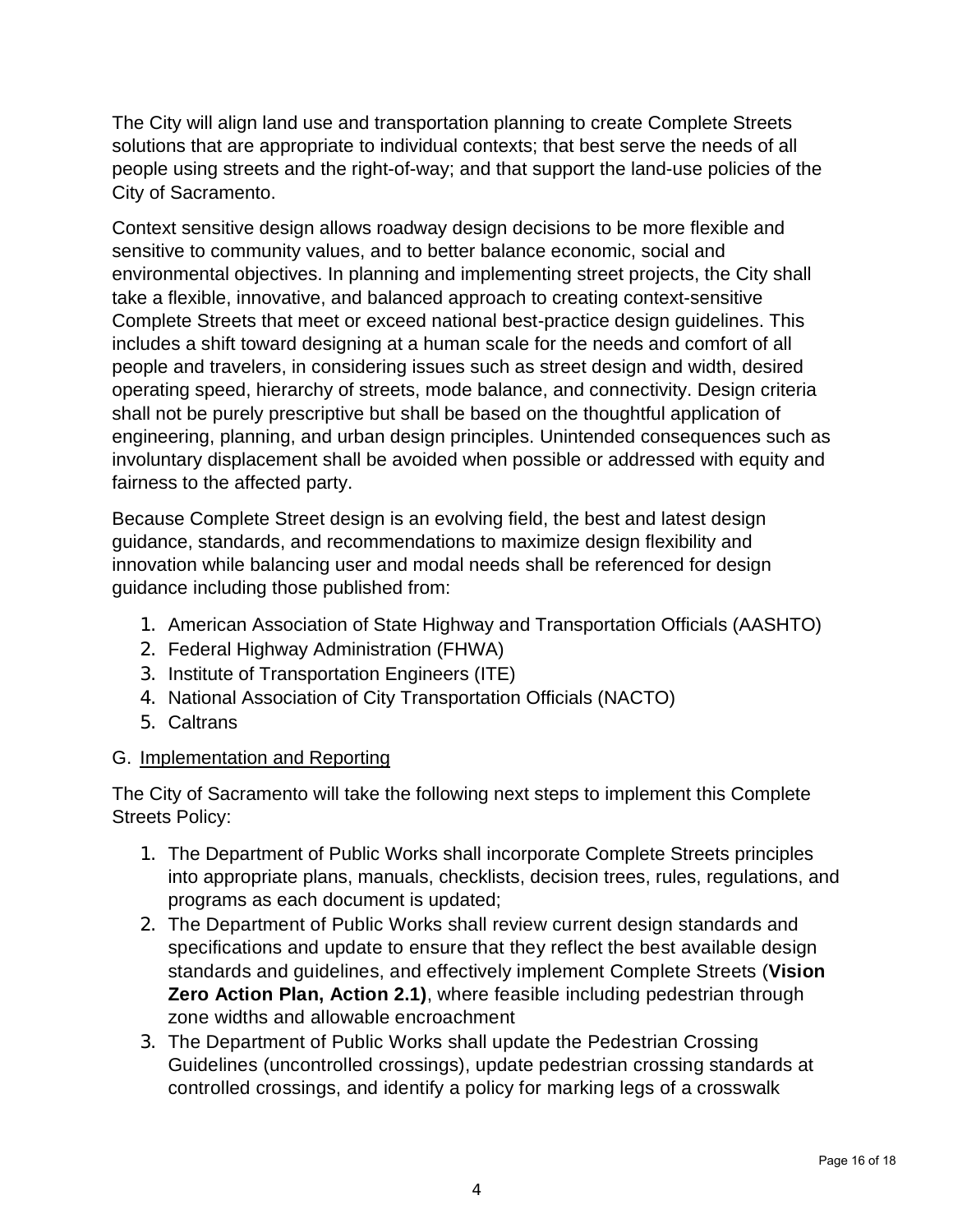The City will align land use and transportation planning to create Complete Streets solutions that are appropriate to individual contexts; that best serve the needs of all people using streets and the right-of-way; and that support the land-use policies of the City of Sacramento.

Context sensitive design allows roadway design decisions to be more flexible and sensitive to community values, and to better balance economic, social and environmental objectives. In planning and implementing street projects, the City shall take a flexible, innovative, and balanced approach to creating context-sensitive Complete Streets that meet or exceed national best-practice design guidelines. This includes a shift toward designing at a human scale for the needs and comfort of all people and travelers, in considering issues such as street design and width, desired operating speed, hierarchy of streets, mode balance, and connectivity. Design criteria shall not be purely prescriptive but shall be based on the thoughtful application of engineering, planning, and urban design principles. Unintended consequences such as involuntary displacement shall be avoided when possible or addressed with equity and fairness to the affected party.

Because Complete Street design is an evolving field, the best and latest design guidance, standards, and recommendations to maximize design flexibility and innovation while balancing user and modal needs shall be referenced for design guidance including those published from:

1. American Association of State Highway and Transportation Officials (AASHTO)
2. Federal Highway Administration (FHWA)
3. Institute of Transportation Engineers (ITE)
4. National Association of City Transportation Officials (NACTO)
5. Caltrans

G. Implementation and Reporting

The City of Sacramento will take the following next steps to implement this Complete Streets Policy:

1. The Department of Public Works shall incorporate Complete Streets principles into appropriate plans, manuals, checklists, decision trees, rules, regulations, and programs as each document is updated;
2. The Department of Public Works shall review current design standards and specifications and update to ensure that they reflect the best available design standards and guidelines, and effectively implement Complete Streets (**Vision Zero Action Plan, Action 2.1)**, where feasible including pedestrian through zone widths and allowable encroachment
3. The Department of Public Works shall update the Pedestrian Crossing Guidelines (uncontrolled crossings), update pedestrian crossing standards at controlled crossings, and identify a policy for marking legs of a crosswalk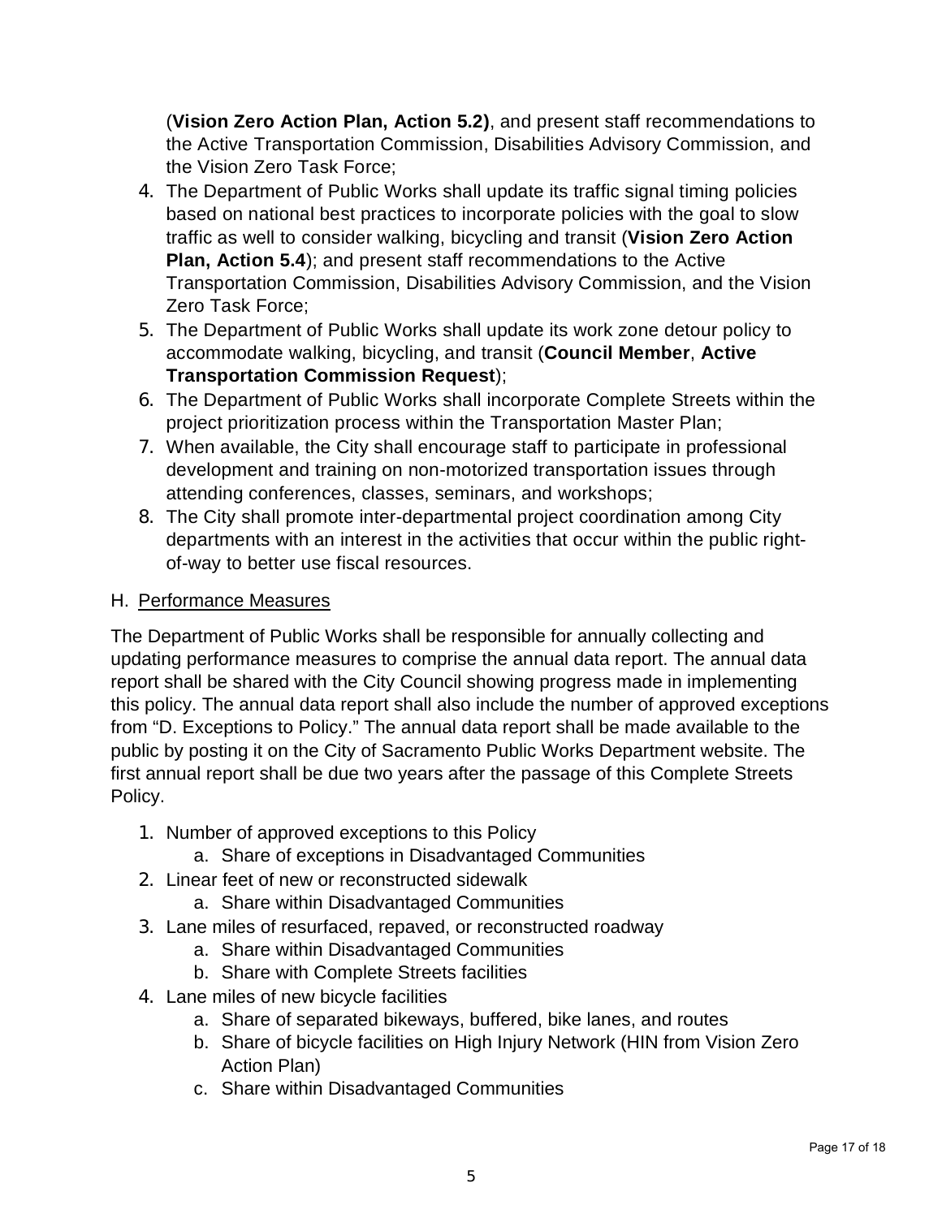(**Vision Zero Action Plan, Action 5.2)**, and present staff recommendations to the Active Transportation Commission, Disabilities Advisory Commission, and the Vision Zero Task Force;

4. The Department of Public Works shall update its traffic signal timing policies based on national best practices to incorporate policies with the goal to slow traffic as well to consider walking, bicycling and transit (**Vision Zero Action Plan, Action 5.4**); and present staff recommendations to the Active Transportation Commission, Disabilities Advisory Commission, and the Vision Zero Task Force;
5. The Department of Public Works shall update its work zone detour policy to accommodate walking, bicycling, and transit (**Council Member**, **Active Transportation Commission Request**);
6. The Department of Public Works shall incorporate Complete Streets within the project prioritization process within the Transportation Master Plan;
7. When available, the City shall encourage staff to participate in professional development and training on non-motorized transportation issues through attending conferences, classes, seminars, and workshops;
8. The City shall promote inter-departmental project coordination among City departments with an interest in the activities that occur within the public right-of-way to better use fiscal resources.

H. <u>Performance Measures</u>

The Department of Public Works shall be responsible for annually collecting and updating performance measures to comprise the annual data report. The annual data report shall be shared with the City Council showing progress made in implementing this policy. The annual data report shall also include the number of approved exceptions from "D. Exceptions to Policy." The annual data report shall be made available to the public by posting it on the City of Sacramento Public Works Department website. The first annual report shall be due two years after the passage of this Complete Streets Policy.

1. Number of approved exceptions to this Policy
   a. Share of exceptions in Disadvantaged Communities
2. Linear feet of new or reconstructed sidewalk
   a. Share within Disadvantaged Communities
3. Lane miles of resurfaced, repaved, or reconstructed roadway
   a. Share within Disadvantaged Communities
   b. Share with Complete Streets facilities
4. Lane miles of new bicycle facilities
   a. Share of separated bikeways, buffered, bike lanes, and routes
   b. Share of bicycle facilities on High Injury Network (HIN from Vision Zero Action Plan)
   c. Share within Disadvantaged Communities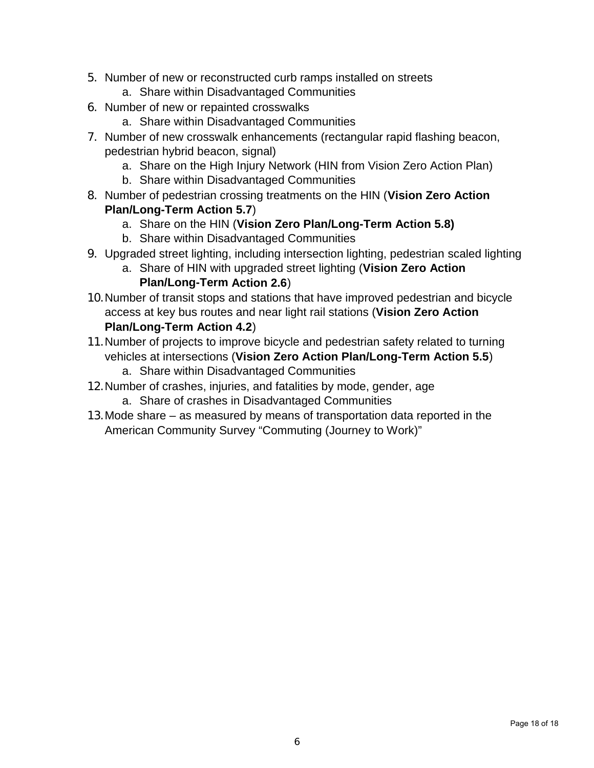5. Number of new or reconstructed curb ramps installed on streets
    a. Share within Disadvantaged Communities
6. Number of new or repainted crosswalks
    a. Share within Disadvantaged Communities
7. Number of new crosswalk enhancements (rectangular rapid flashing beacon, pedestrian hybrid beacon, signal)
    a. Share on the High Injury Network (HIN from Vision Zero Action Plan)
    b. Share within Disadvantaged Communities
8. Number of pedestrian crossing treatments on the HIN (**Vision Zero Action Plan/Long-Term Action 5.7**)
    a. Share on the HIN (**Vision Zero Plan/Long-Term Action 5.8)**
    b. Share within Disadvantaged Communities
9. Upgraded street lighting, including intersection lighting, pedestrian scaled lighting
    a. Share of HIN with upgraded street lighting (**Vision Zero Action Plan/Long-Term Action 2.6**)
10. Number of transit stops and stations that have improved pedestrian and bicycle access at key bus routes and near light rail stations (**Vision Zero Action Plan/Long-Term Action 4.2**)
11. Number of projects to improve bicycle and pedestrian safety related to turning vehicles at intersections (**Vision Zero Action Plan/Long-Term Action 5.5**)
    a. Share within Disadvantaged Communities
12. Number of crashes, injuries, and fatalities by mode, gender, age
    a. Share of crashes in Disadvantaged Communities
13. Mode share – as measured by means of transportation data reported in the American Community Survey "Commuting (Journey to Work)"